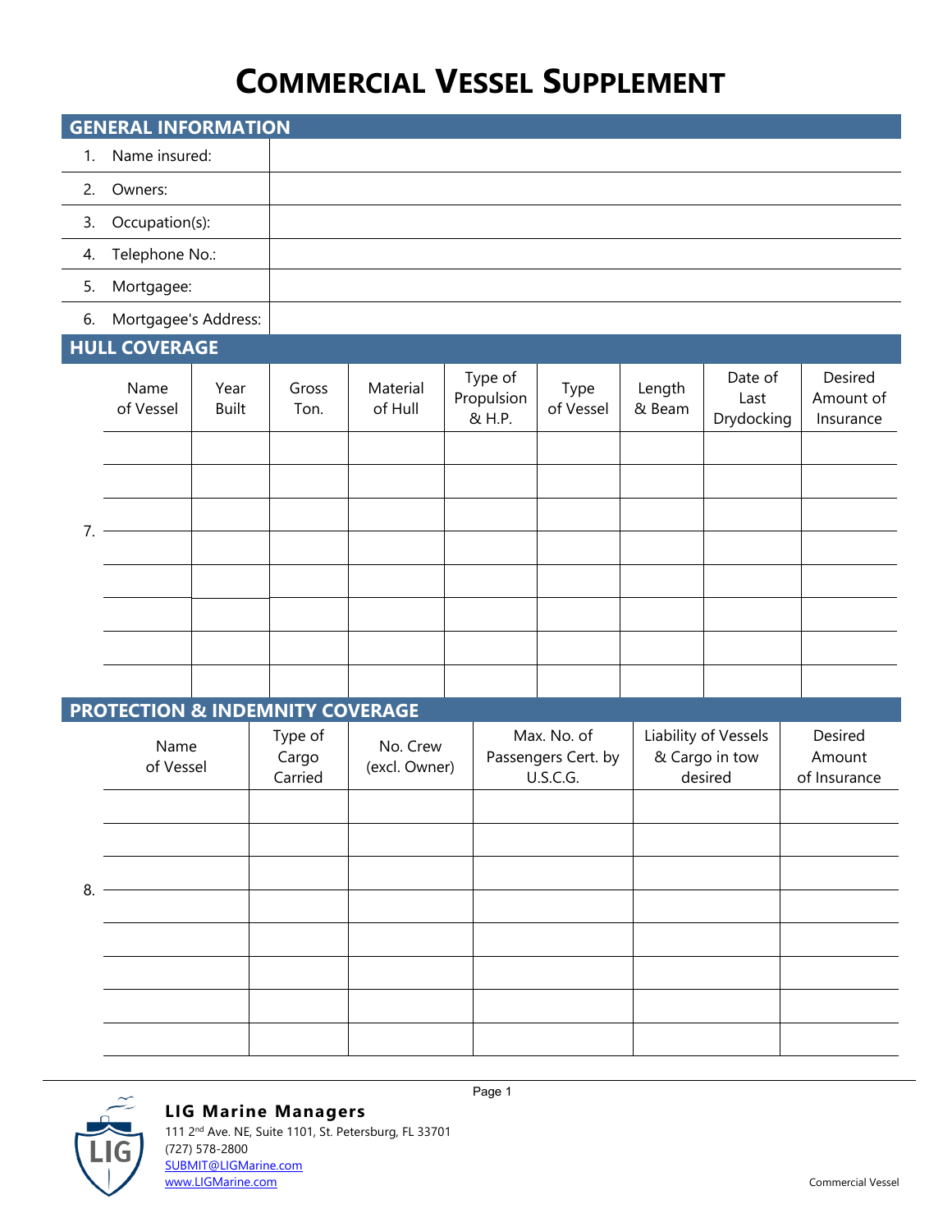# Commercial Vessel Supplement

## GENERAL INFORMATION

| | |
|---|---|
| 1. Name insured: | |
| 2. Owners: | |
| 3. Occupation(s): | |
| 4. Telephone No.: | |
| 5. Mortgagee: | |
| 6. Mortgagee's Address: | |

## HULL COVERAGE

7.

| Name of Vessel | Year Built | Gross Ton. | Material of Hull | Type of Propulsion & H.P. | Type of Vessel | Length & Beam | Date of Last Drydocking | Desired Amount of Insurance |
|---|---|---|---|---|---|---|---|---|
| | | | | | | | | |
| | | | | | | | | |
| | | | | | | | | |
| | | | | | | | | |
| | | | | | | | | |
| | | | | | | | | |
| | | | | | | | | |
| | | | | | | | | |

## PROTECTION & INDEMNITY COVERAGE

8.

| Name of Vessel | Type of Cargo Carried | No. Crew (excl. Owner) | Max. No. of Passengers Cert. by U.S.C.G. | Liability of Vessels & Cargo in tow desired | Desired Amount of Insurance |
|---|---|---|---|---|---|
| | | | | | |
| | | | | | |
| | | | | | |
| | | | | | |
| | | | | | |
| | | | | | |
| | | | | | |
| | | | | | |

**LIG Marine Managers**
111 2nd Ave. NE, Suite 1101, St. Petersburg, FL 33701
(727) 578-2800
SUBMIT@LIGMarine.com
www.LIGMarine.com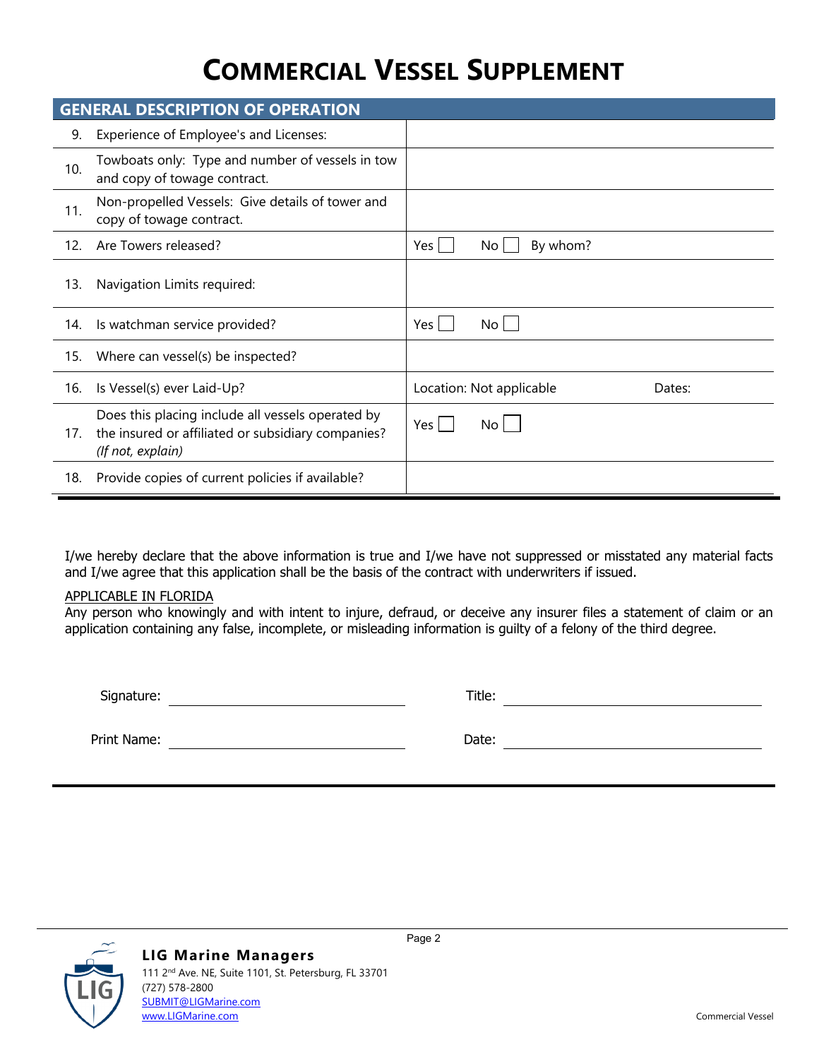# COMMERCIAL VESSEL SUPPLEMENT

| GENERAL DESCRIPTION OF OPERATION | | |
|---|---|---|
| 9. | Experience of Employee's and Licenses: | |
| 10. | Towboats only: Type and number of vessels in tow and copy of towage contract. | |
| 11. | Non-propelled Vessels: Give details of tower and copy of towage contract. | |
| 12. | Are Towers released? | Yes ☐ No ☐ By whom? |
| 13. | Navigation Limits required: | |
| 14. | Is watchman service provided? | Yes ☐ No ☐ |
| 15. | Where can vessel(s) be inspected? | |
| 16. | Is Vessel(s) ever Laid-Up? | Location: Not applicable Dates: |
| 17. | Does this placing include all vessels operated by the insured or affiliated or subsidiary companies? *(If not, explain)* | Yes ☐ No ☐ |
| 18. | Provide copies of current policies if available? | |

I/we hereby declare that the above information is true and I/we have not suppressed or misstated any material facts and I/we agree that this application shall be the basis of the contract with underwriters if issued.

APPLICABLE IN FLORIDA
Any person who knowingly and with intent to injure, defraud, or deceive any insurer files a statement of claim or an application containing any false, incomplete, or misleading information is guilty of a felony of the third degree.

Signature: ______________________ Title: ______________________

Print Name: ______________________ Date: ______________________

**LIG Marine Managers**
111 2nd Ave. NE, Suite 1101, St. Petersburg, FL 33701
(727) 578-2800
SUBMIT@LIGMarine.com
www.LIGMarine.com